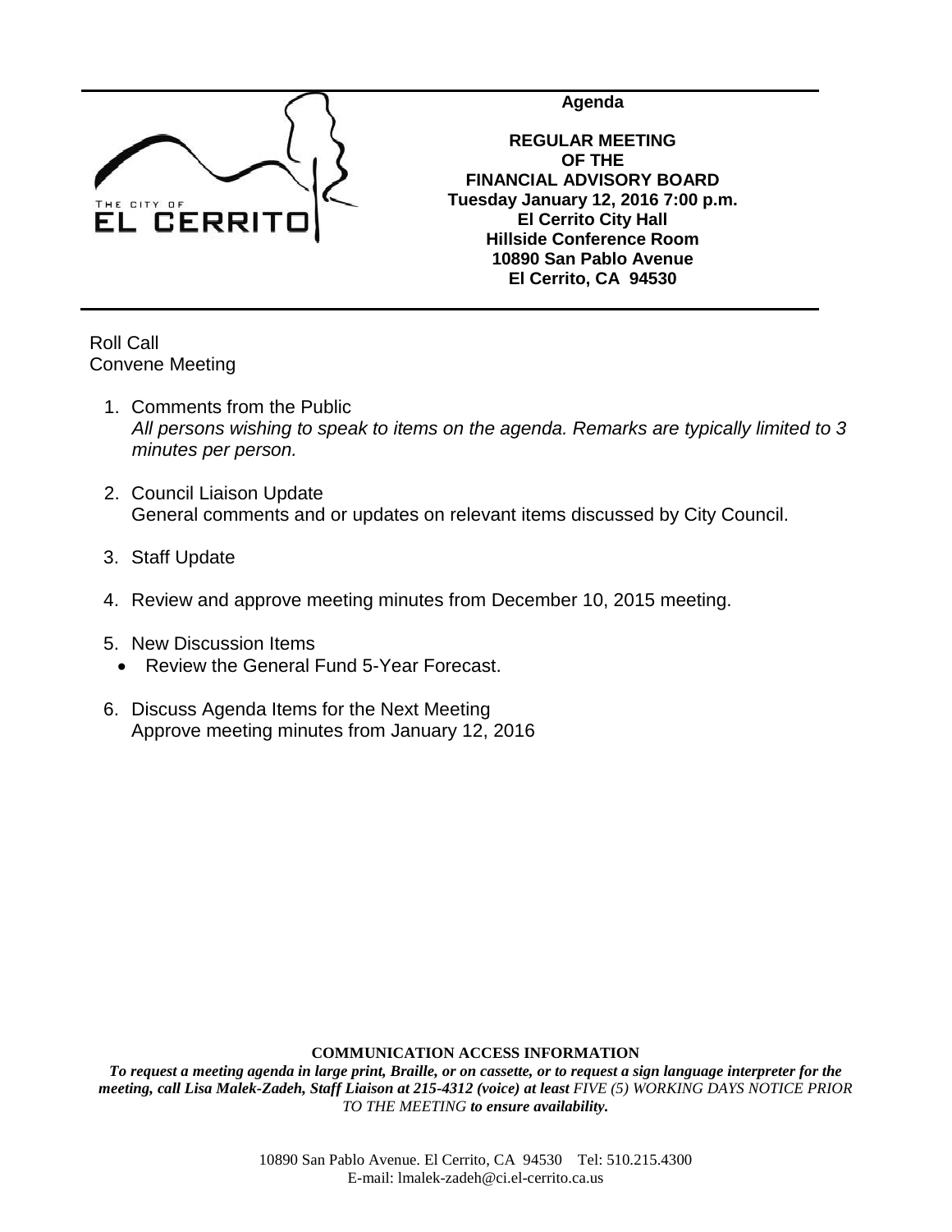THE CITY OF EL CERRITO

**Agenda**

**REGULAR MEETING**
**OF THE**
**FINANCIAL ADVISORY BOARD**
**Tuesday January 12, 2016 7:00 p.m.**
**El Cerrito City Hall**
**Hillside Conference Room**
**10890 San Pablo Avenue**
**El Cerrito, CA 94530**

Roll Call
Convene Meeting

1. Comments from the Public
   *All persons wishing to speak to items on the agenda. Remarks are typically limited to 3 minutes per person.*

2. Council Liaison Update
   General comments and or updates on relevant items discussed by City Council.

3. Staff Update

4. Review and approve meeting minutes from December 10, 2015 meeting.

5. New Discussion Items
   - Review the General Fund 5-Year Forecast.

6. Discuss Agenda Items for the Next Meeting
   Approve meeting minutes from January 12, 2016

**COMMUNICATION ACCESS INFORMATION**

***To request a meeting agenda in large print, Braille, or on cassette, or to request a sign language interpreter for the meeting, call Lisa Malek-Zadeh, Staff Liaison at 215-4312 (voice) at least*** *FIVE (5) WORKING DAYS NOTICE PRIOR TO THE MEETING* ***to ensure availability.***

10890 San Pablo Avenue. El Cerrito, CA 94530 Tel: 510.215.4300
E-mail: lmalek-zadeh@ci.el-cerrito.ca.us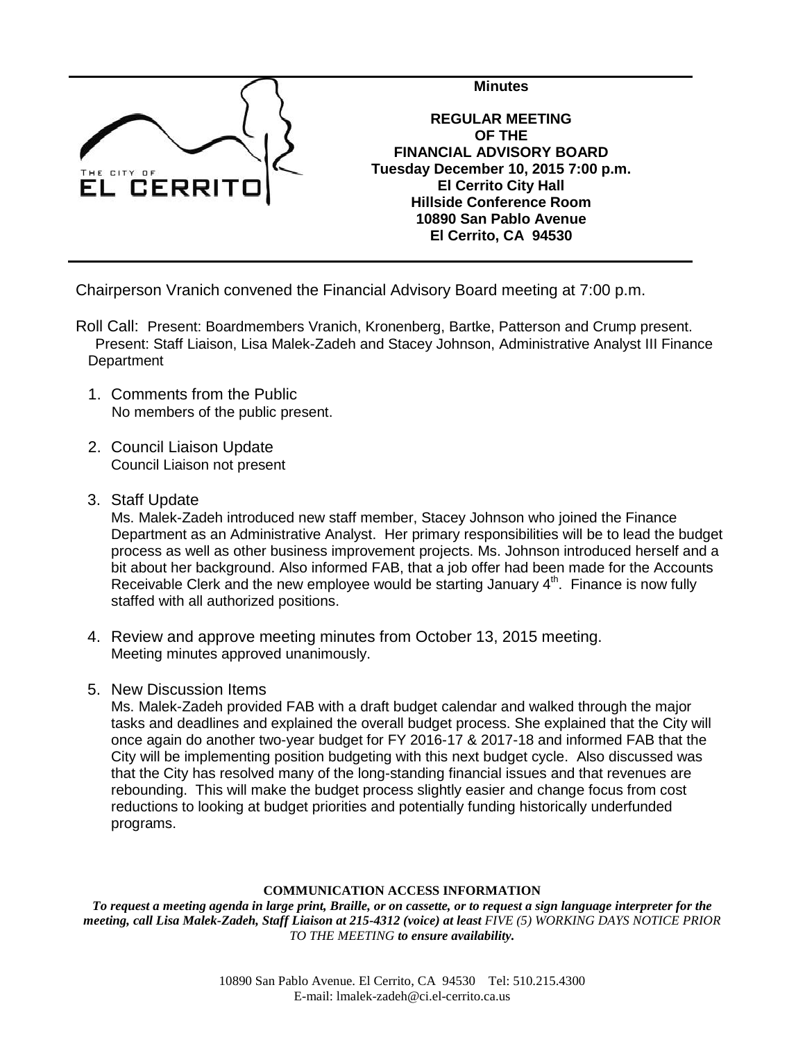**Minutes**

**REGULAR MEETING OF THE FINANCIAL ADVISORY BOARD**
**Tuesday December 10, 2015 7:00 p.m.**
**El Cerrito City Hall**
**Hillside Conference Room**
**10890 San Pablo Avenue**
**El Cerrito, CA 94530**

Chairperson Vranich convened the Financial Advisory Board meeting at 7:00 p.m.

Roll Call: Present: Boardmembers Vranich, Kronenberg, Bartke, Patterson and Crump present.
Present: Staff Liaison, Lisa Malek-Zadeh and Stacey Johnson, Administrative Analyst III Finance Department

1. Comments from the Public
   No members of the public present.

2. Council Liaison Update
   Council Liaison not present

3. Staff Update
   Ms. Malek-Zadeh introduced new staff member, Stacey Johnson who joined the Finance Department as an Administrative Analyst. Her primary responsibilities will be to lead the budget process as well as other business improvement projects. Ms. Johnson introduced herself and a bit about her background. Also informed FAB, that a job offer had been made for the Accounts Receivable Clerk and the new employee would be starting January 4th. Finance is now fully staffed with all authorized positions.

4. Review and approve meeting minutes from October 13, 2015 meeting.
   Meeting minutes approved unanimously.

5. New Discussion Items
   Ms. Malek-Zadeh provided FAB with a draft budget calendar and walked through the major tasks and deadlines and explained the overall budget process. She explained that the City will once again do another two-year budget for FY 2016-17 & 2017-18 and informed FAB that the City will be implementing position budgeting with this next budget cycle. Also discussed was that the City has resolved many of the long-standing financial issues and that revenues are rebounding. This will make the budget process slightly easier and change focus from cost reductions to looking at budget priorities and potentially funding historically underfunded programs.

**COMMUNICATION ACCESS INFORMATION**

***To request a meeting agenda in large print, Braille, or on cassette, or to request a sign language interpreter for the meeting, call Lisa Malek-Zadeh, Staff Liaison at 215-4312 (voice) at least** FIVE (5) WORKING DAYS NOTICE PRIOR TO THE MEETING **to ensure availability.***

10890 San Pablo Avenue. El Cerrito, CA 94530 Tel: 510.215.4300
E-mail: lmalek-zadeh@ci.el-cerrito.ca.us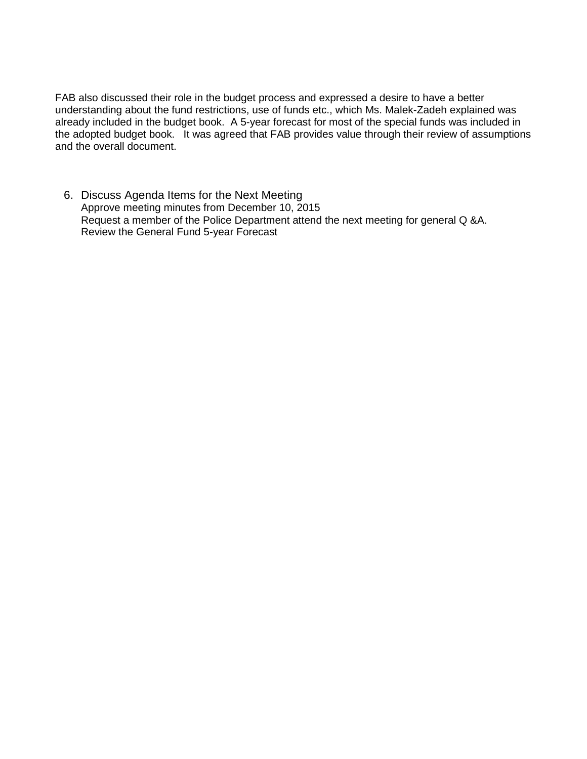FAB also discussed their role in the budget process and expressed a desire to have a better understanding about the fund restrictions, use of funds etc., which Ms. Malek-Zadeh explained was already included in the budget book. A 5-year forecast for most of the special funds was included in the adopted budget book. It was agreed that FAB provides value through their review of assumptions and the overall document.

6. Discuss Agenda Items for the Next Meeting
   Approve meeting minutes from December 10, 2015
   Request a member of the Police Department attend the next meeting for general Q &A.
   Review the General Fund 5-year Forecast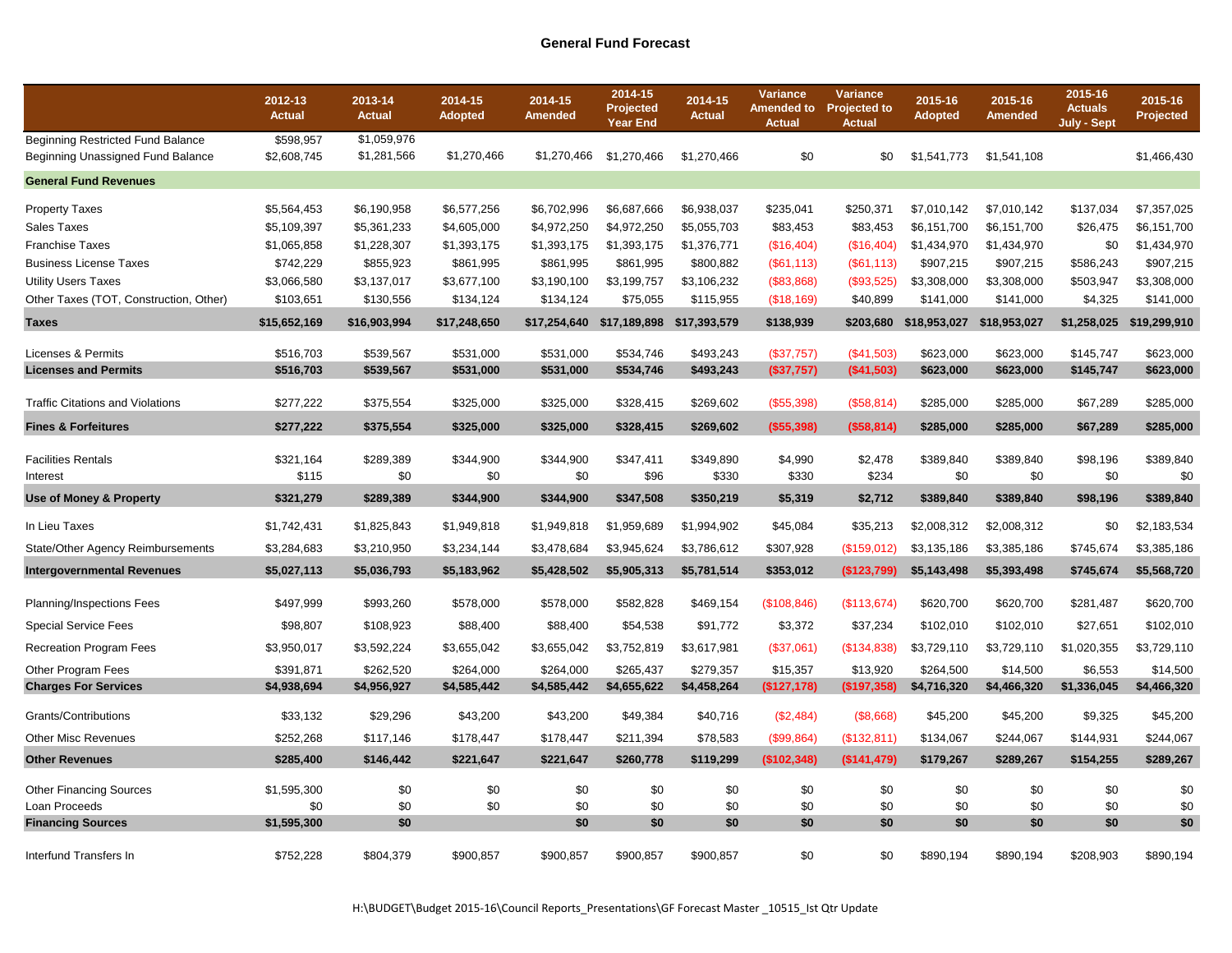## General Fund Forecast

| | 2012-13 Actual | 2013-14 Actual | 2014-15 Adopted | 2014-15 Amended | 2014-15 Projected Year End | 2014-15 Actual | Variance Amended to Actual | Variance Projected to Actual | 2015-16 Adopted | 2015-16 Amended | 2015-16 Actuals July - Sept | 2015-16 Projected |
|---|---|---|---|---|---|---|---|---|---|---|---|---|
| Beginning Restricted Fund Balance | $598,957 | $1,059,976 | | | | | | | | | | |
| Beginning Unassigned Fund Balance | $2,608,745 | $1,281,566 | $1,270,466 | $1,270,466 | $1,270,466 | $1,270,466 | $0 | $0 | $1,541,773 | $1,541,108 | | $1,466,430 |
| **General Fund Revenues** | | | | | | | | | | | | |
| Property Taxes | $5,564,453 | $6,190,958 | $6,577,256 | $6,702,996 | $6,687,666 | $6,938,037 | $235,041 | $250,371 | $7,010,142 | $7,010,142 | $137,034 | $7,357,025 |
| Sales Taxes | $5,109,397 | $5,361,233 | $4,605,000 | $4,972,250 | $4,972,250 | $5,055,703 | $83,453 | $83,453 | $6,151,700 | $6,151,700 | $26,475 | $6,151,700 |
| Franchise Taxes | $1,065,858 | $1,228,307 | $1,393,175 | $1,393,175 | $1,393,175 | $1,376,771 | ($16,404) | ($16,404) | $1,434,970 | $1,434,970 | $0 | $1,434,970 |
| Business License Taxes | $742,229 | $855,923 | $861,995 | $861,995 | $861,995 | $800,882 | ($61,113) | ($61,113) | $907,215 | $907,215 | $586,243 | $907,215 |
| Utility Users Taxes | $3,066,580 | $3,137,017 | $3,677,100 | $3,190,100 | $3,199,757 | $3,106,232 | ($83,868) | ($93,525) | $3,308,000 | $3,308,000 | $503,947 | $3,308,000 |
| Other Taxes (TOT, Construction, Other) | $103,651 | $130,556 | $134,124 | $134,124 | $75,055 | $115,955 | ($18,169) | $40,899 | $141,000 | $141,000 | $4,325 | $141,000 |
| **Taxes** | **$15,652,169** | **$16,903,994** | **$17,248,650** | **$17,254,640** | **$17,189,898** | **$17,393,579** | **$138,939** | **$203,680** | **$18,953,027** | **$18,953,027** | **$1,258,025** | **$19,299,910** |
| Licenses & Permits | $516,703 | $539,567 | $531,000 | $531,000 | $534,746 | $493,243 | ($37,757) | ($41,503) | $623,000 | $623,000 | $145,747 | $623,000 |
| **Licenses and Permits** | **$516,703** | **$539,567** | **$531,000** | **$531,000** | **$534,746** | **$493,243** | **($37,757)** | **($41,503)** | **$623,000** | **$623,000** | **$145,747** | **$623,000** |
| Traffic Citations and Violations | $277,222 | $375,554 | $325,000 | $325,000 | $328,415 | $269,602 | ($55,398) | ($58,814) | $285,000 | $285,000 | $67,289 | $285,000 |
| **Fines & Forfeitures** | **$277,222** | **$375,554** | **$325,000** | **$325,000** | **$328,415** | **$269,602** | **($55,398)** | **($58,814)** | **$285,000** | **$285,000** | **$67,289** | **$285,000** |
| Facilities Rentals | $321,164 | $289,389 | $344,900 | $344,900 | $347,411 | $349,890 | $4,990 | $2,478 | $389,840 | $389,840 | $98,196 | $389,840 |
| Interest | $115 | $0 | $0 | $0 | $96 | $330 | $330 | $234 | $0 | $0 | $0 | $0 |
| **Use of Money & Property** | **$321,279** | **$289,389** | **$344,900** | **$344,900** | **$347,508** | **$350,219** | **$5,319** | **$2,712** | **$389,840** | **$389,840** | **$98,196** | **$389,840** |
| In Lieu Taxes | $1,742,431 | $1,825,843 | $1,949,818 | $1,949,818 | $1,959,689 | $1,994,902 | $45,084 | $35,213 | $2,008,312 | $2,008,312 | $0 | $2,183,534 |
| State/Other Agency Reimbursements | $3,284,683 | $3,210,950 | $3,234,144 | $3,478,684 | $3,945,624 | $3,786,612 | $307,928 | ($159,012) | $3,135,186 | $3,385,186 | $745,674 | $3,385,186 |
| **Intergovernmental Revenues** | **$5,027,113** | **$5,036,793** | **$5,183,962** | **$5,428,502** | **$5,905,313** | **$5,781,514** | **$353,012** | **($123,799)** | **$5,143,498** | **$5,393,498** | **$745,674** | **$5,568,720** |
| Planning/Inspections Fees | $497,999 | $993,260 | $578,000 | $578,000 | $582,828 | $469,154 | ($108,846) | ($113,674) | $620,700 | $620,700 | $281,487 | $620,700 |
| Special Service Fees | $98,807 | $108,923 | $88,400 | $88,400 | $54,538 | $91,772 | $3,372 | $37,234 | $102,010 | $102,010 | $27,651 | $102,010 |
| Recreation Program Fees | $3,950,017 | $3,592,224 | $3,655,042 | $3,655,042 | $3,752,819 | $3,617,981 | ($37,061) | ($134,838) | $3,729,110 | $3,729,110 | $1,020,355 | $3,729,110 |
| Other Program Fees | $391,871 | $262,520 | $264,000 | $264,000 | $265,437 | $279,357 | $15,357 | $13,920 | $264,500 | $14,500 | $6,553 | $14,500 |
| **Charges For Services** | **$4,938,694** | **$4,956,927** | **$4,585,442** | **$4,585,442** | **$4,655,622** | **$4,458,264** | **($127,178)** | **($197,358)** | **$4,716,320** | **$4,466,320** | **$1,336,045** | **$4,466,320** |
| Grants/Contributions | $33,132 | $29,296 | $43,200 | $43,200 | $49,384 | $40,716 | ($2,484) | ($8,668) | $45,200 | $45,200 | $9,325 | $45,200 |
| Other Misc Revenues | $252,268 | $117,146 | $178,447 | $178,447 | $211,394 | $78,583 | ($99,864) | ($132,811) | $134,067 | $244,067 | $144,931 | $244,067 |
| **Other Revenues** | **$285,400** | **$146,442** | **$221,647** | **$221,647** | **$260,778** | **$119,299** | **($102,348)** | **($141,479)** | **$179,267** | **$289,267** | **$154,255** | **$289,267** |
| Other Financing Sources | $1,595,300 | $0 | $0 | $0 | $0 | $0 | $0 | $0 | $0 | $0 | $0 | $0 |
| Loan Proceeds | $0 | $0 | $0 | $0 | $0 | $0 | $0 | $0 | $0 | $0 | $0 | $0 |
| **Financing Sources** | **$1,595,300** | **$0** | | **$0** | **$0** | **$0** | **$0** | **$0** | **$0** | **$0** | **$0** | **$0** |
| Interfund Transfers In | $752,228 | $804,379 | $900,857 | $900,857 | $900,857 | $900,857 | $0 | $0 | $890,194 | $890,194 | $208,903 | $890,194 |

H:\BUDGET\Budget 2015-16\Council Reports_Presentations\GF Forecast Master _10515_Ist Qtr Update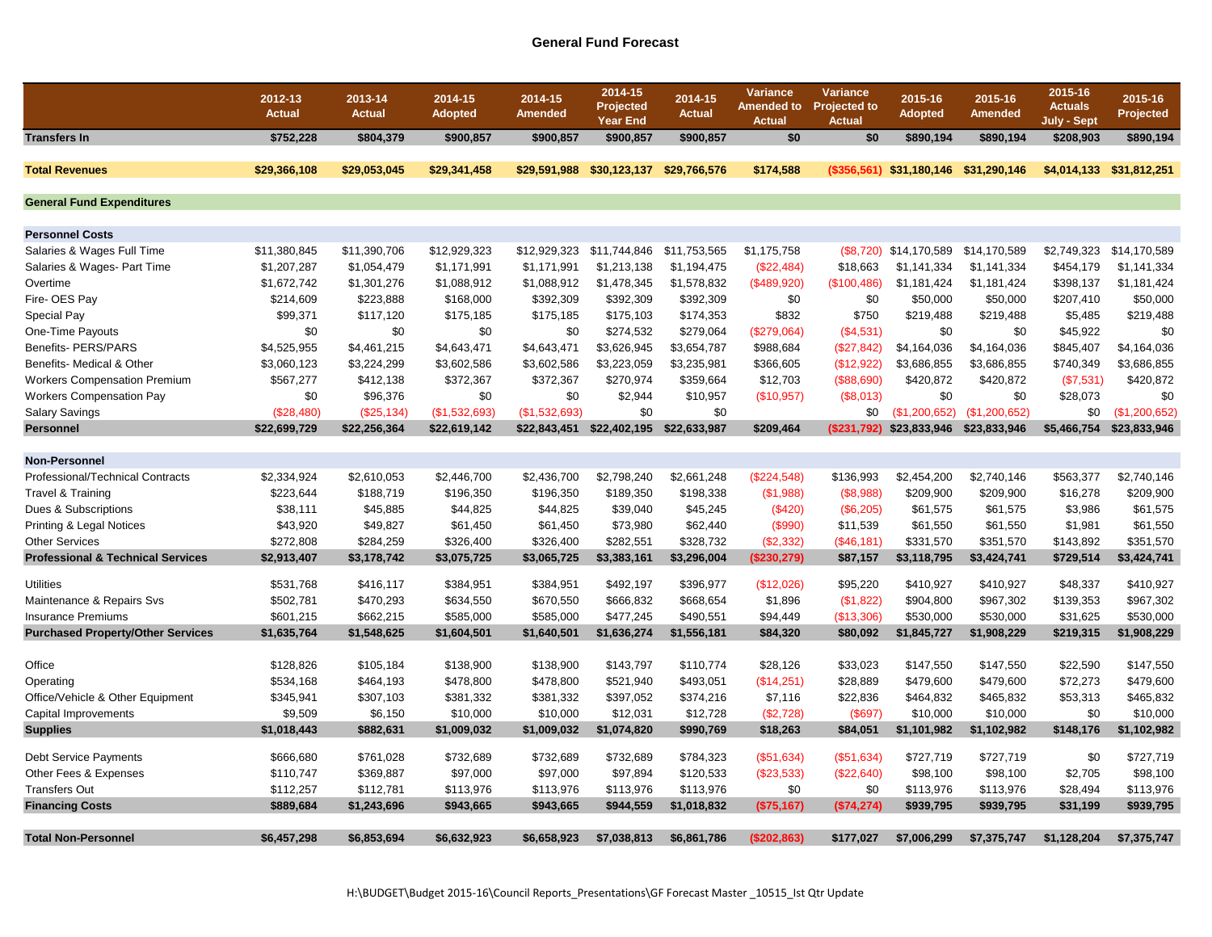# General Fund Forecast

| | 2012-13 Actual | 2013-14 Actual | 2014-15 Adopted | 2014-15 Amended | 2014-15 Projected Year End | 2014-15 Actual | Variance Amended to Actual | Variance Projected to Actual | 2015-16 Adopted | 2015-16 Amended | 2015-16 Actuals July - Sept | 2015-16 Projected |
|---|---|---|---|---|---|---|---|---|---|---|---|---|
| **Transfers In** | **$752,228** | **$804,379** | **$900,857** | **$900,857** | **$900,857** | **$900,857** | **$0** | **$0** | **$890,194** | **$890,194** | **$208,903** | **$890,194** |
| | | | | | | | | | | | | |
| **Total Revenues** | **$29,366,108** | **$29,053,045** | **$29,341,458** | **$29,591,988** | **$30,123,137** | **$29,766,576** | **$174,588** | **($356,561)** | **$31,180,146** | **$31,290,146** | **$4,014,133** | **$31,812,251** |
| | | | | | | | | | | | | |
| **General Fund Expenditures** | | | | | | | | | | | | |
| | | | | | | | | | | | | |
| **Personnel Costs** | | | | | | | | | | | | |
| Salaries & Wages Full Time | $11,380,845 | $11,390,706 | $12,929,323 | $12,929,323 | $11,744,846 | $11,753,565 | $1,175,758 | ($8,720) | $14,170,589 | $14,170,589 | $2,749,323 | $14,170,589 |
| Salaries & Wages- Part Time | $1,207,287 | $1,054,479 | $1,171,991 | $1,171,991 | $1,213,138 | $1,194,475 | ($22,484) | $18,663 | $1,141,334 | $1,141,334 | $454,179 | $1,141,334 |
| Overtime | $1,672,742 | $1,301,276 | $1,088,912 | $1,088,912 | $1,478,345 | $1,578,832 | ($489,920) | ($100,486) | $1,181,424 | $1,181,424 | $398,137 | $1,181,424 |
| Fire- OES Pay | $214,609 | $223,888 | $168,000 | $392,309 | $392,309 | $392,309 | $0 | $0 | $50,000 | $50,000 | $207,410 | $50,000 |
| Special Pay | $99,371 | $117,120 | $175,185 | $175,185 | $175,103 | $174,353 | $832 | $750 | $219,488 | $219,488 | $5,485 | $219,488 |
| One-Time Payouts | $0 | $0 | $0 | $0 | $274,532 | $279,064 | ($279,064) | ($4,531) | $0 | $0 | $45,922 | $0 |
| Benefits- PERS/PARS | $4,525,955 | $4,461,215 | $4,643,471 | $4,643,471 | $3,626,945 | $3,654,787 | $988,684 | ($27,842) | $4,164,036 | $4,164,036 | $845,407 | $4,164,036 |
| Benefits- Medical & Other | $3,060,123 | $3,224,299 | $3,602,586 | $3,602,586 | $3,223,059 | $3,235,981 | $366,605 | ($12,922) | $3,686,855 | $3,686,855 | $740,349 | $3,686,855 |
| Workers Compensation Premium | $567,277 | $412,138 | $372,367 | $372,367 | $270,974 | $359,664 | $12,703 | ($88,690) | $420,872 | $420,872 | ($7,531) | $420,872 |
| Workers Compensation Pay | $0 | $96,376 | $0 | $0 | $2,944 | $10,957 | ($10,957) | ($8,013) | $0 | $0 | $28,073 | $0 |
| Salary Savings | ($28,480) | ($25,134) | ($1,532,693) | ($1,532,693) | $0 | $0 | | $0 | ($1,200,652) | ($1,200,652) | $0 | ($1,200,652) |
| **Personnel** | **$22,699,729** | **$22,256,364** | **$22,619,142** | **$22,843,451** | **$22,402,195** | **$22,633,987** | **$209,464** | **($231,792)** | **$23,833,946** | **$23,833,946** | **$5,466,754** | **$23,833,946** |
| | | | | | | | | | | | | |
| **Non-Personnel** | | | | | | | | | | | | |
| Professional/Technical Contracts | $2,334,924 | $2,610,053 | $2,446,700 | $2,436,700 | $2,798,240 | $2,661,248 | ($224,548) | $136,993 | $2,454,200 | $2,740,146 | $563,377 | $2,740,146 |
| Travel & Training | $223,644 | $188,719 | $196,350 | $196,350 | $189,350 | $198,338 | ($1,988) | ($8,988) | $209,900 | $209,900 | $16,278 | $209,900 |
| Dues & Subscriptions | $38,111 | $45,885 | $44,825 | $44,825 | $39,040 | $45,245 | ($420) | ($6,205) | $61,575 | $61,575 | $3,986 | $61,575 |
| Printing & Legal Notices | $43,920 | $49,827 | $61,450 | $61,450 | $73,980 | $62,440 | ($990) | $11,539 | $61,550 | $61,550 | $1,981 | $61,550 |
| Other Services | $272,808 | $284,259 | $326,400 | $326,400 | $282,551 | $328,732 | ($2,332) | ($46,181) | $331,570 | $351,570 | $143,892 | $351,570 |
| **Professional & Technical Services** | **$2,913,407** | **$3,178,742** | **$3,075,725** | **$3,065,725** | **$3,383,161** | **$3,296,004** | **($230,279)** | **$87,157** | **$3,118,795** | **$3,424,741** | **$729,514** | **$3,424,741** |
| | | | | | | | | | | | | |
| Utilities | $531,768 | $416,117 | $384,951 | $384,951 | $492,197 | $396,977 | ($12,026) | $95,220 | $410,927 | $410,927 | $48,337 | $410,927 |
| Maintenance & Repairs Svs | $502,781 | $470,293 | $634,550 | $670,550 | $666,832 | $668,654 | $1,896 | ($1,822) | $904,800 | $967,302 | $139,353 | $967,302 |
| Insurance Premiums | $601,215 | $662,215 | $585,000 | $585,000 | $477,245 | $490,551 | $94,449 | ($13,306) | $530,000 | $530,000 | $31,625 | $530,000 |
| **Purchased Property/Other Services** | **$1,635,764** | **$1,548,625** | **$1,604,501** | **$1,640,501** | **$1,636,274** | **$1,556,181** | **$84,320** | **$80,092** | **$1,845,727** | **$1,908,229** | **$219,315** | **$1,908,229** |
| | | | | | | | | | | | | |
| Office | $128,826 | $105,184 | $138,900 | $138,900 | $143,797 | $110,774 | $28,126 | $33,023 | $147,550 | $147,550 | $22,590 | $147,550 |
| Operating | $534,168 | $464,193 | $478,800 | $478,800 | $521,940 | $493,051 | ($14,251) | $28,889 | $479,600 | $479,600 | $72,273 | $479,600 |
| Office/Vehicle & Other Equipment | $345,941 | $307,103 | $381,332 | $381,332 | $397,052 | $374,216 | $7,116 | $22,836 | $464,832 | $465,832 | $53,313 | $465,832 |
| Capital Improvements | $9,509 | $6,150 | $10,000 | $10,000 | $12,031 | $12,728 | ($2,728) | ($697) | $10,000 | $10,000 | $0 | $10,000 |
| **Supplies** | **$1,018,443** | **$882,631** | **$1,009,032** | **$1,009,032** | **$1,074,820** | **$990,769** | **$18,263** | **$84,051** | **$1,101,982** | **$1,102,982** | **$148,176** | **$1,102,982** |
| | | | | | | | | | | | | |
| Debt Service Payments | $666,680 | $761,028 | $732,689 | $732,689 | $732,689 | $784,323 | ($51,634) | ($51,634) | $727,719 | $727,719 | $0 | $727,719 |
| Other Fees & Expenses | $110,747 | $369,887 | $97,000 | $97,000 | $97,894 | $120,533 | ($23,533) | ($22,640) | $98,100 | $98,100 | $2,705 | $98,100 |
| Transfers Out | $112,257 | $112,781 | $113,976 | $113,976 | $113,976 | $113,976 | $0 | $0 | $113,976 | $113,976 | $28,494 | $113,976 |
| **Financing Costs** | **$889,684** | **$1,243,696** | **$943,665** | **$943,665** | **$944,559** | **$1,018,832** | **($75,167)** | **($74,274)** | **$939,795** | **$939,795** | **$31,199** | **$939,795** |
| | | | | | | | | | | | | |
| **Total Non-Personnel** | **$6,457,298** | **$6,853,694** | **$6,632,923** | **$6,658,923** | **$7,038,813** | **$6,861,786** | **($202,863)** | **$177,027** | **$7,006,299** | **$7,375,747** | **$1,128,204** | **$7,375,747** |

H:\BUDGET\Budget 2015-16\Council Reports_Presentations\GF Forecast Master _10515_Ist Qtr Update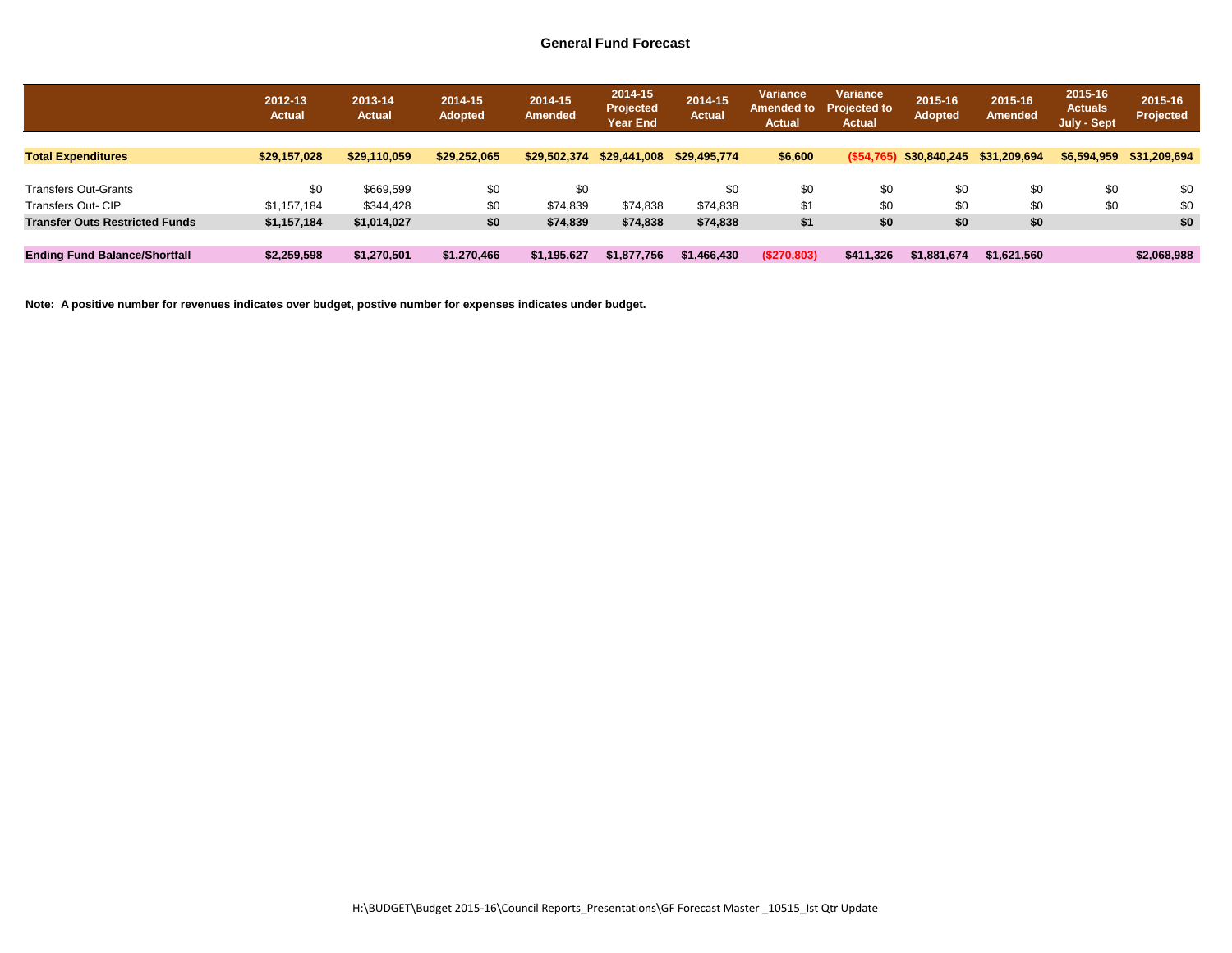# General Fund Forecast

| | 2012-13 Actual | 2013-14 Actual | 2014-15 Adopted | 2014-15 Amended | 2014-15 Projected Year End | 2014-15 Actual | Variance Amended to Actual | Variance Projected to Actual | 2015-16 Adopted | 2015-16 Amended | 2015-16 Actuals July - Sept | 2015-16 Projected |
|---|---|---|---|---|---|---|---|---|---|---|---|---|
| **Total Expenditures** | **$29,157,028** | **$29,110,059** | **$29,252,065** | **$29,502,374** | **$29,441,008** | **$29,495,774** | **$6,600** | **($54,765)** | **$30,840,245** | **$31,209,694** | **$6,594,959** | **$31,209,694** |
| Transfers Out-Grants | $0 | $669,599 | $0 | $0 | | $0 | $0 | $0 | $0 | $0 | $0 | $0 |
| Transfers Out- CIP | $1,157,184 | $344,428 | $0 | $74,839 | $74,838 | $74,838 | $1 | $0 | $0 | $0 | $0 | $0 |
| **Transfer Outs Restricted Funds** | **$1,157,184** | **$1,014,027** | **$0** | **$74,839** | **$74,838** | **$74,838** | **$1** | **$0** | **$0** | **$0** | | **$0** |
| **Ending Fund Balance/Shortfall** | **$2,259,598** | **$1,270,501** | **$1,270,466** | **$1,195,627** | **$1,877,756** | **$1,466,430** | **($270,803)** | **$411,326** | **$1,881,674** | **$1,621,560** | | **$2,068,988** |

**Note: A positive number for revenues indicates over budget, postive number for expenses indicates under budget.**